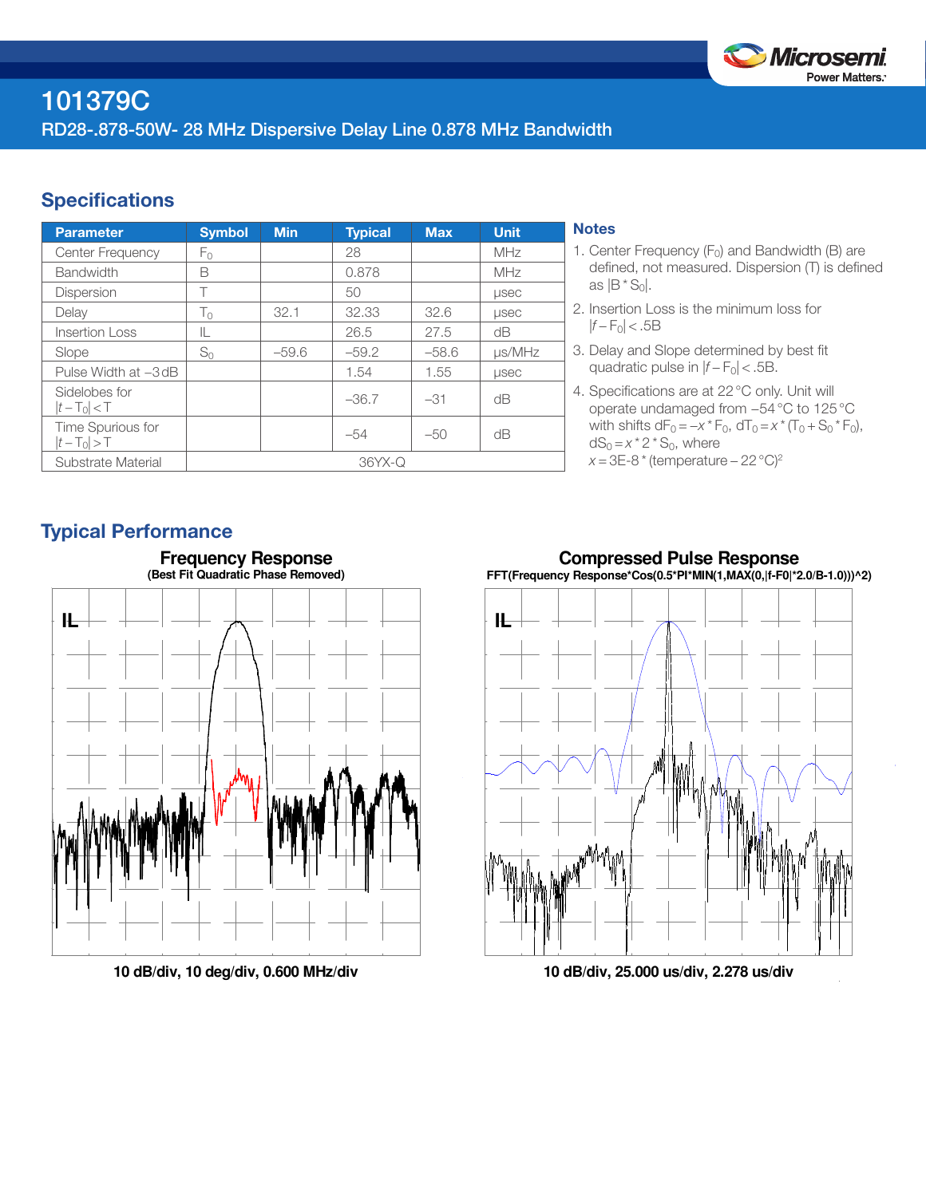# 101379C

RD28-.878-50W- 28 MHz Dispersive Delay Line 0.878 MHz Bandwidth

## Specifications

| Parameter | Symbol | Min | Typical | Max | Unit |
|---|---|---|---|---|---|
| Center Frequency | $F_0$ | | 28 | | MHz |
| Bandwidth | B | | 0.878 | | MHz |
| Dispersion | T | | 50 | | μsec |
| Delay | $T_0$ | 32.1 | 32.33 | 32.6 | μsec |
| Insertion Loss | IL | | 26.5 | 27.5 | dB |
| Slope | $S_0$ | –59.6 | –59.2 | –58.6 | μs/MHz |
| Pulse Width at –3 dB | | | 1.54 | 1.55 | μsec |
| Sidelobes for $\|t-T_0\|<T$ | | | –36.7 | –31 | dB |
| Time Spurious for $\|t-T_0\|>T$ | | | –54 | –50 | dB |
| Substrate Material | 36YX-Q | | | | |

### Notes

1. Center Frequency ($F_0$) and Bandwidth (B) are defined, not measured. Dispersion (T) is defined as $|B * S_0|$.
2. Insertion Loss is the minimum loss for $|f-F_0|<.5B$
3. Delay and Slope determined by best fit quadratic pulse in $|f-F_0|<.5B$.
4. Specifications are at 22 °C only. Unit will operate undamaged from –54 °C to 125 °C with shifts $dF_0 = -x * F_0$, $dT_0 = x * (T_0 + S_0 * F_0)$, $dS_0 = x * 2 * S_0$, where $x = 3E\text{-}8 * (\text{temperature} - 22\,°C)^2$

## Typical Performance

**Frequency Response**
(Best Fit Quadratic Phase Removed)

IL

10 dB/div, 10 deg/div, 0.600 MHz/div

**Compressed Pulse Response**
FFT(Frequency Response*Cos(0.5*PI*MIN(1,MAX(0,|f-F0|*2.0/B-1.0)))^2)

IL

10 dB/div, 25.000 us/div, 2.278 us/div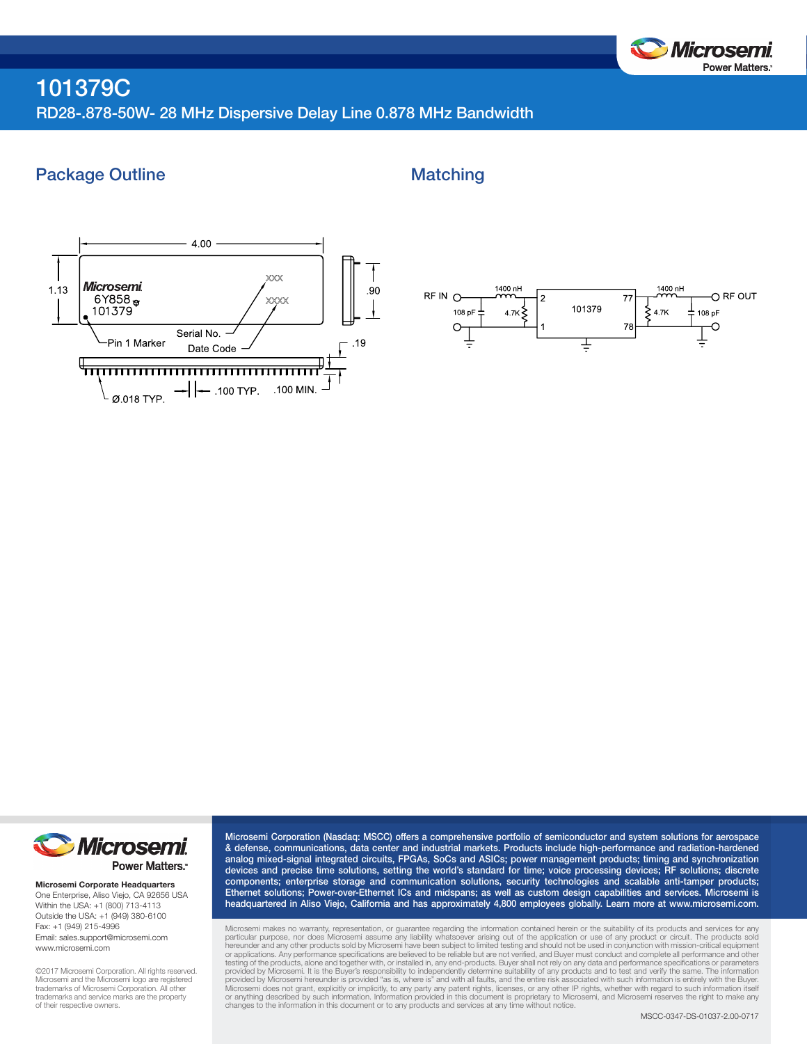# 101379C

RD28-.878-50W- 28 MHz Dispersive Delay Line 0.878 MHz Bandwidth

## Package Outline

4.00

1.13

.90

Microsemi
6Y858
101379

XXX

XXXX

Pin 1 Marker

Serial No.

Date Code

.19

Ø.018 TYP.

.100 TYP.

.100 MIN.

## Matching

RF IN

1400 nH

108 pF

4.7K

2

1

101379

77

78

1400 nH

4.7K

108 pF

RF OUT

---

**Microsemi Corporate Headquarters**
One Enterprise, Aliso Viejo, CA 92656 USA
Within the USA: +1 (800) 713-4113
Outside the USA: +1 (949) 380-6100
Fax: +1 (949) 215-4996
Email: sales.support@microsemi.com
www.microsemi.com

©2017 Microsemi Corporation. All rights reserved. Microsemi and the Microsemi logo are registered trademarks of Microsemi Corporation. All other trademarks and service marks are the property of their respective owners.

Microsemi Corporation (Nasdaq: MSCC) offers a comprehensive portfolio of semiconductor and system solutions for aerospace & defense, communications, data center and industrial markets. Products include high-performance and radiation-hardened analog mixed-signal integrated circuits, FPGAs, SoCs and ASICs; power management products; timing and synchronization devices and precise time solutions, setting the world's standard for time; voice processing devices; RF solutions; discrete components; enterprise storage and communication solutions, security technologies and scalable anti-tamper products; Ethernet solutions; Power-over-Ethernet ICs and midspans; as well as custom design capabilities and services. Microsemi is headquartered in Aliso Viejo, California and has approximately 4,800 employees globally. Learn more at www.microsemi.com.

Microsemi makes no warranty, representation, or guarantee regarding the information contained herein or the suitability of its products and services for any particular purpose, nor does Microsemi assume any liability whatsoever arising out of the application or use of any product or circuit. The products sold hereunder and any other products sold by Microsemi have been subject to limited testing and should not be used in conjunction with mission-critical equipment or applications. Any performance specifications are believed to be reliable but are not verified, and Buyer must conduct and complete all performance and other testing of the products, alone and together with, or installed in, any end-products. Buyer shall not rely on any data and performance specifications or parameters provided by Microsemi. It is the Buyer's responsibility to independently determine suitability of any products and to test and verify the same. The information provided by Microsemi hereunder is provided "as is, where is" and with all faults, and the entire risk associated with such information is entirely with the Buyer. Microsemi does not grant, explicitly or implicitly, to any party any patent rights, licenses, or any other IP rights, whether with regard to such information itself or anything described by such information. Information provided in this document is proprietary to Microsemi, and Microsemi reserves the right to make any changes to the information in this document or to any products and services at any time without notice.

MSCC-0347-DS-01037-2.00-0717